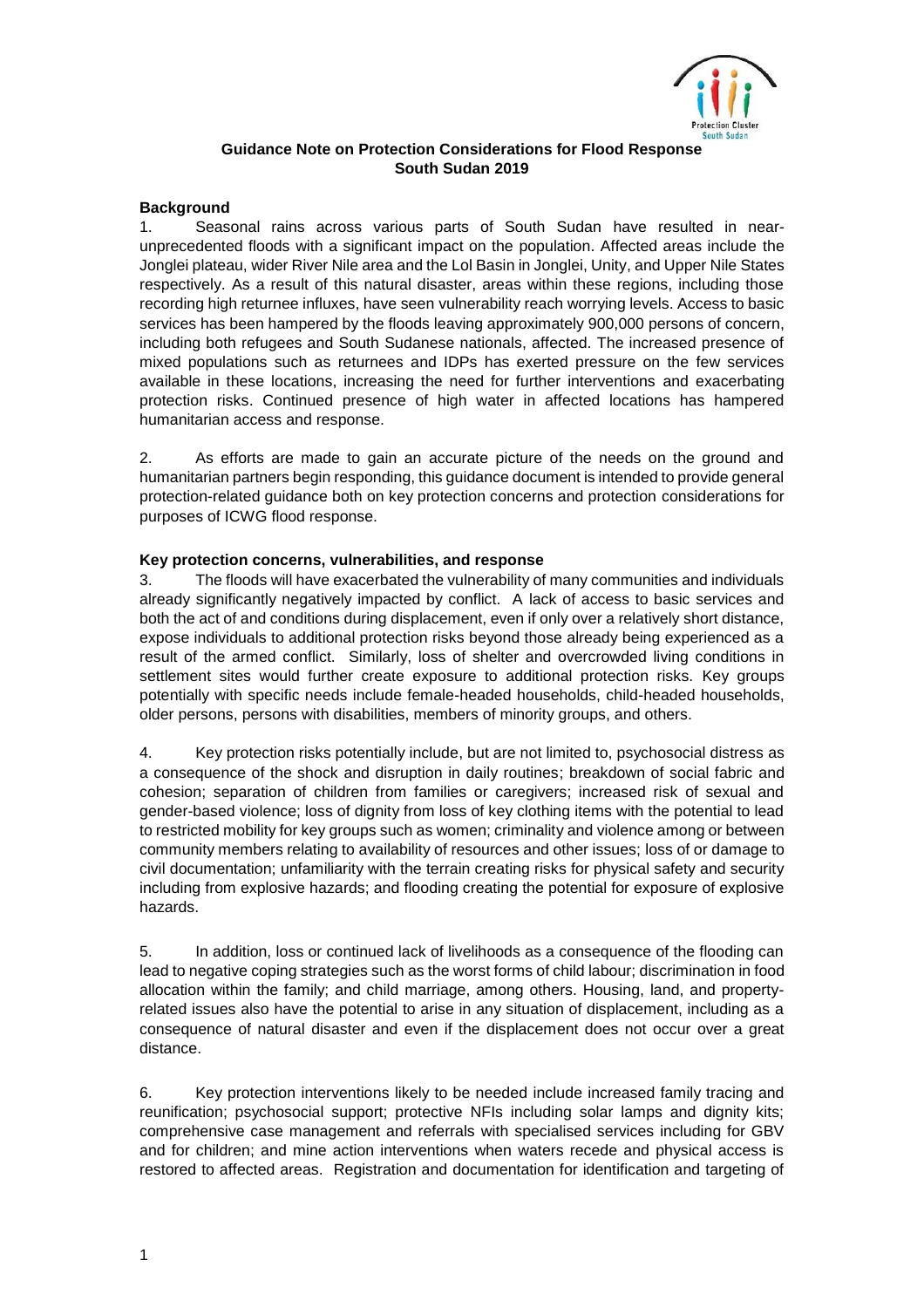## Guidance Note on Protection Considerations for Flood Response South Sudan 2019

### Background

1. Seasonal rains across various parts of South Sudan have resulted in near-unprecedented floods with a significant impact on the population. Affected areas include the Jonglei plateau, wider River Nile area and the Lol Basin in Jonglei, Unity, and Upper Nile States respectively. As a result of this natural disaster, areas within these regions, including those recording high returnee influxes, have seen vulnerability reach worrying levels. Access to basic services has been hampered by the floods leaving approximately 900,000 persons of concern, including both refugees and South Sudanese nationals, affected. The increased presence of mixed populations such as returnees and IDPs has exerted pressure on the few services available in these locations, increasing the need for further interventions and exacerbating protection risks. Continued presence of high water in affected locations has hampered humanitarian access and response.

2. As efforts are made to gain an accurate picture of the needs on the ground and humanitarian partners begin responding, this guidance document is intended to provide general protection-related guidance both on key protection concerns and protection considerations for purposes of ICWG flood response.

### Key protection concerns, vulnerabilities, and response

3. The floods will have exacerbated the vulnerability of many communities and individuals already significantly negatively impacted by conflict. A lack of access to basic services and both the act of and conditions during displacement, even if only over a relatively short distance, expose individuals to additional protection risks beyond those already being experienced as a result of the armed conflict. Similarly, loss of shelter and overcrowded living conditions in settlement sites would further create exposure to additional protection risks. Key groups potentially with specific needs include female-headed households, child-headed households, older persons, persons with disabilities, members of minority groups, and others.

4. Key protection risks potentially include, but are not limited to, psychosocial distress as a consequence of the shock and disruption in daily routines; breakdown of social fabric and cohesion; separation of children from families or caregivers; increased risk of sexual and gender-based violence; loss of dignity from loss of key clothing items with the potential to lead to restricted mobility for key groups such as women; criminality and violence among or between community members relating to availability of resources and other issues; loss of or damage to civil documentation; unfamiliarity with the terrain creating risks for physical safety and security including from explosive hazards; and flooding creating the potential for exposure of explosive hazards.

5. In addition, loss or continued lack of livelihoods as a consequence of the flooding can lead to negative coping strategies such as the worst forms of child labour; discrimination in food allocation within the family; and child marriage, among others. Housing, land, and property-related issues also have the potential to arise in any situation of displacement, including as a consequence of natural disaster and even if the displacement does not occur over a great distance.

6. Key protection interventions likely to be needed include increased family tracing and reunification; psychosocial support; protective NFIs including solar lamps and dignity kits; comprehensive case management and referrals with specialised services including for GBV and for children; and mine action interventions when waters recede and physical access is restored to affected areas. Registration and documentation for identification and targeting of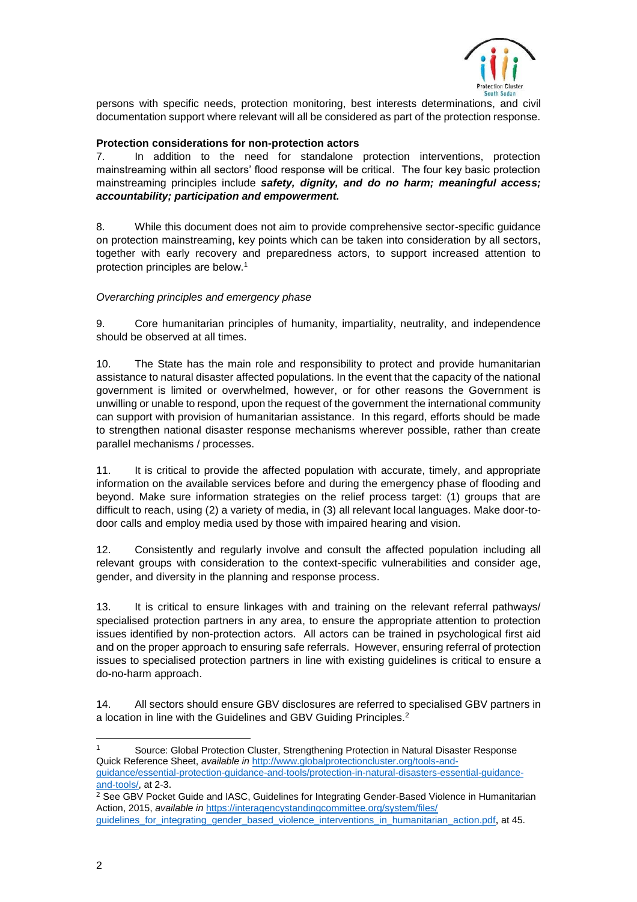persons with specific needs, protection monitoring, best interests determinations, and civil documentation support where relevant will all be considered as part of the protection response.

**Protection considerations for non-protection actors**

7. In addition to the need for standalone protection interventions, protection mainstreaming within all sectors' flood response will be critical. The four key basic protection mainstreaming principles include ***safety, dignity, and do no harm; meaningful access; accountability; participation and empowerment.***

8. While this document does not aim to provide comprehensive sector-specific guidance on protection mainstreaming, key points which can be taken into consideration by all sectors, together with early recovery and preparedness actors, to support increased attention to protection principles are below.[1]

*Overarching principles and emergency phase*

9. Core humanitarian principles of humanity, impartiality, neutrality, and independence should be observed at all times.

10. The State has the main role and responsibility to protect and provide humanitarian assistance to natural disaster affected populations. In the event that the capacity of the national government is limited or overwhelmed, however, or for other reasons the Government is unwilling or unable to respond, upon the request of the government the international community can support with provision of humanitarian assistance. In this regard, efforts should be made to strengthen national disaster response mechanisms wherever possible, rather than create parallel mechanisms / processes.

11. It is critical to provide the affected population with accurate, timely, and appropriate information on the available services before and during the emergency phase of flooding and beyond. Make sure information strategies on the relief process target: (1) groups that are difficult to reach, using (2) a variety of media, in (3) all relevant local languages. Make door-to-door calls and employ media used by those with impaired hearing and vision.

12. Consistently and regularly involve and consult the affected population including all relevant groups with consideration to the context-specific vulnerabilities and consider age, gender, and diversity in the planning and response process.

13. It is critical to ensure linkages with and training on the relevant referral pathways/ specialised protection partners in any area, to ensure the appropriate attention to protection issues identified by non-protection actors. All actors can be trained in psychological first aid and on the proper approach to ensuring safe referrals. However, ensuring referral of protection issues to specialised protection partners in line with existing guidelines is critical to ensure a do-no-harm approach.

14. All sectors should ensure GBV disclosures are referred to specialised GBV partners in a location in line with the Guidelines and GBV Guiding Principles.[2]

---

[1] Source: Global Protection Cluster, Strengthening Protection in Natural Disaster Response Quick Reference Sheet, *available in* http://www.globalprotectioncluster.org/tools-and-guidance/essential-protection-guidance-and-tools/protection-in-natural-disasters-essential-guidance-and-tools/, at 2-3.

[2] See GBV Pocket Guide and IASC, Guidelines for Integrating Gender-Based Violence in Humanitarian Action, 2015, *available in* https://interagencystandingcommittee.org/system/files/guidelines_for_integrating_gender_based_violence_interventions_in_humanitarian_action.pdf, at 45.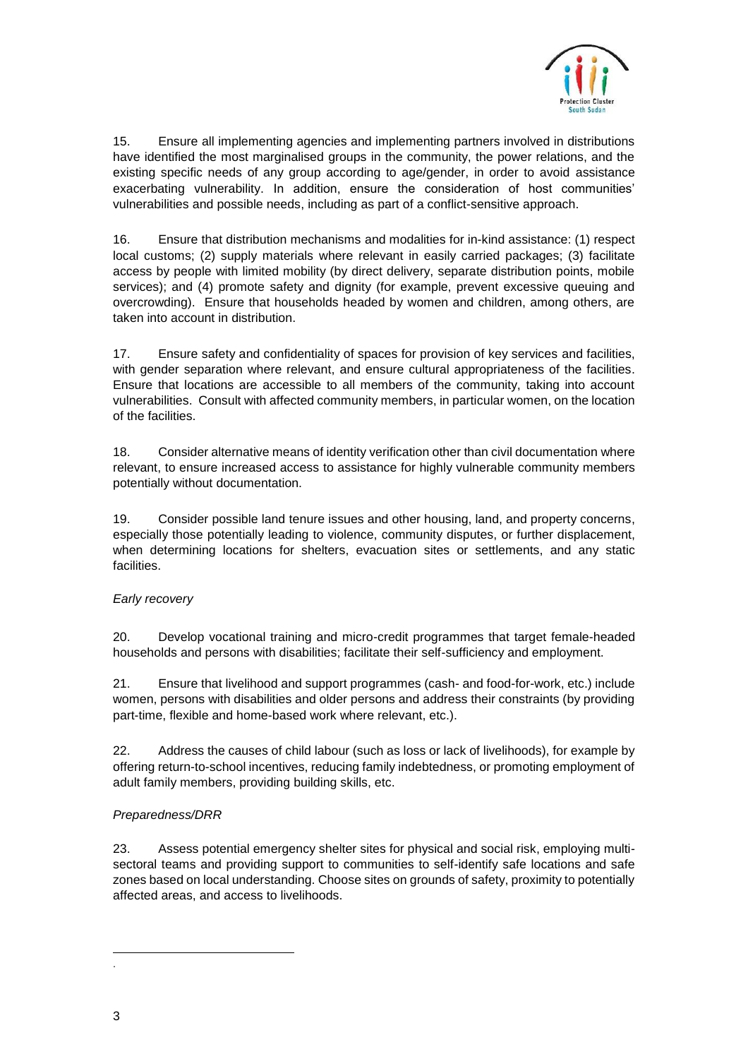15. Ensure all implementing agencies and implementing partners involved in distributions have identified the most marginalised groups in the community, the power relations, and the existing specific needs of any group according to age/gender, in order to avoid assistance exacerbating vulnerability. In addition, ensure the consideration of host communities' vulnerabilities and possible needs, including as part of a conflict-sensitive approach.

16. Ensure that distribution mechanisms and modalities for in-kind assistance: (1) respect local customs; (2) supply materials where relevant in easily carried packages; (3) facilitate access by people with limited mobility (by direct delivery, separate distribution points, mobile services); and (4) promote safety and dignity (for example, prevent excessive queuing and overcrowding). Ensure that households headed by women and children, among others, are taken into account in distribution.

17. Ensure safety and confidentiality of spaces for provision of key services and facilities, with gender separation where relevant, and ensure cultural appropriateness of the facilities. Ensure that locations are accessible to all members of the community, taking into account vulnerabilities. Consult with affected community members, in particular women, on the location of the facilities.

18. Consider alternative means of identity verification other than civil documentation where relevant, to ensure increased access to assistance for highly vulnerable community members potentially without documentation.

19. Consider possible land tenure issues and other housing, land, and property concerns, especially those potentially leading to violence, community disputes, or further displacement, when determining locations for shelters, evacuation sites or settlements, and any static facilities.

*Early recovery*

20. Develop vocational training and micro-credit programmes that target female-headed households and persons with disabilities; facilitate their self-sufficiency and employment.

21. Ensure that livelihood and support programmes (cash- and food-for-work, etc.) include women, persons with disabilities and older persons and address their constraints (by providing part-time, flexible and home-based work where relevant, etc.).

22. Address the causes of child labour (such as loss or lack of livelihoods), for example by offering return-to-school incentives, reducing family indebtedness, or promoting employment of adult family members, providing building skills, etc.

*Preparedness/DRR*

23. Assess potential emergency shelter sites for physical and social risk, employing multi-sectoral teams and providing support to communities to self-identify safe locations and safe zones based on local understanding. Choose sites on grounds of safety, proximity to potentially affected areas, and access to livelihoods.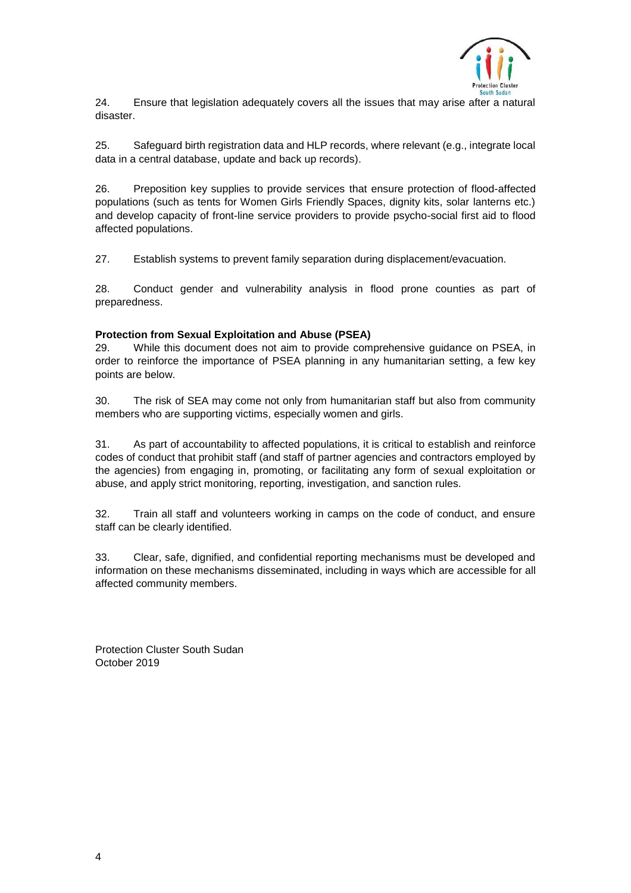24. Ensure that legislation adequately covers all the issues that may arise after a natural disaster.

25. Safeguard birth registration data and HLP records, where relevant (e.g., integrate local data in a central database, update and back up records).

26. Preposition key supplies to provide services that ensure protection of flood-affected populations (such as tents for Women Girls Friendly Spaces, dignity kits, solar lanterns etc.) and develop capacity of front-line service providers to provide psycho-social first aid to flood affected populations.

27. Establish systems to prevent family separation during displacement/evacuation.

28. Conduct gender and vulnerability analysis in flood prone counties as part of preparedness.

**Protection from Sexual Exploitation and Abuse (PSEA)**

29. While this document does not aim to provide comprehensive guidance on PSEA, in order to reinforce the importance of PSEA planning in any humanitarian setting, a few key points are below.

30. The risk of SEA may come not only from humanitarian staff but also from community members who are supporting victims, especially women and girls.

31. As part of accountability to affected populations, it is critical to establish and reinforce codes of conduct that prohibit staff (and staff of partner agencies and contractors employed by the agencies) from engaging in, promoting, or facilitating any form of sexual exploitation or abuse, and apply strict monitoring, reporting, investigation, and sanction rules.

32. Train all staff and volunteers working in camps on the code of conduct, and ensure staff can be clearly identified.

33. Clear, safe, dignified, and confidential reporting mechanisms must be developed and information on these mechanisms disseminated, including in ways which are accessible for all affected community members.

Protection Cluster South Sudan
October 2019